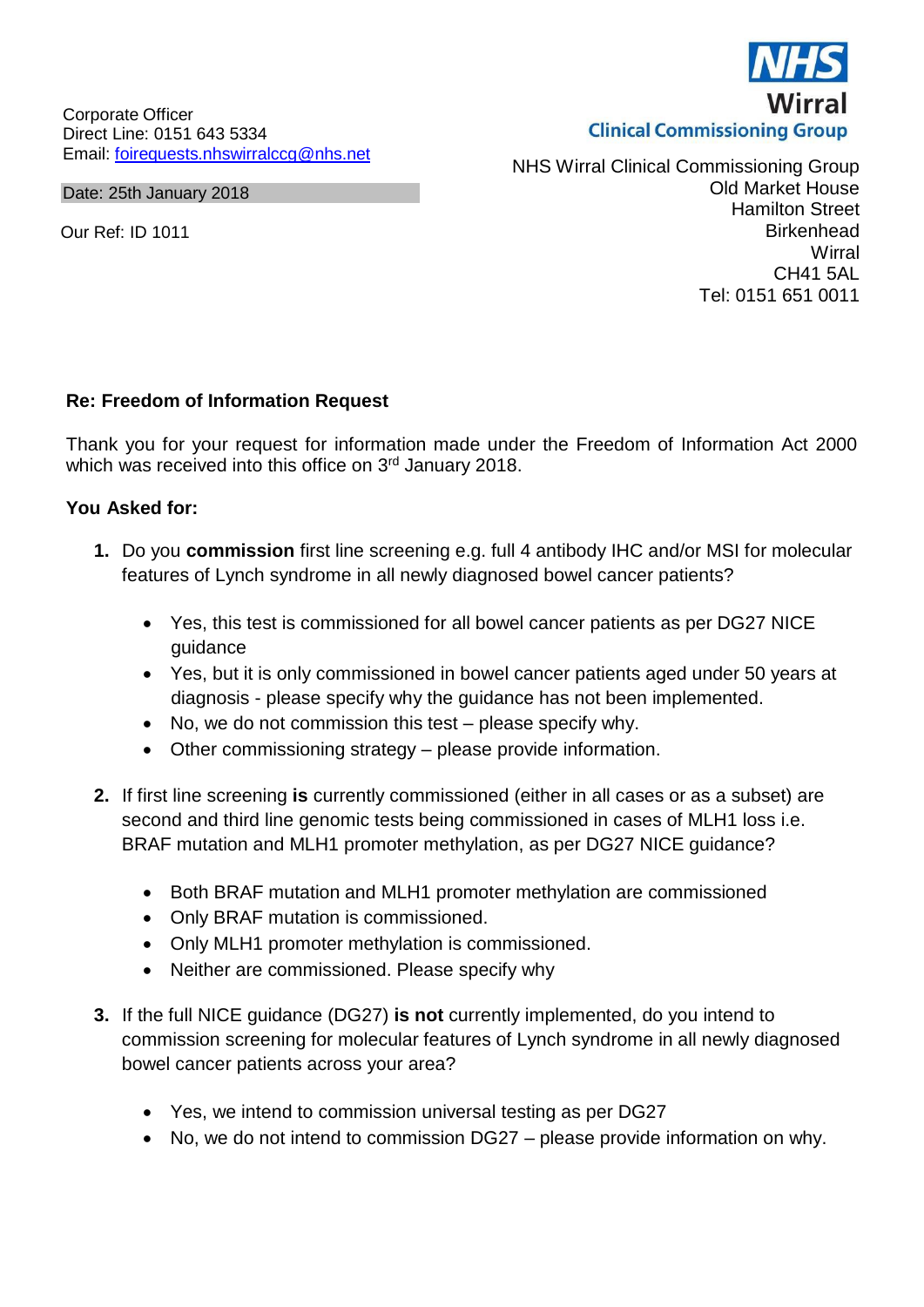NHS Wirral Clinical Commissioning Group

Corporate Officer
Direct Line: 0151 643 5334
Email: foirequests.nhswirralccg@nhs.net

Date: 25th January 2018

Our Ref: ID 1011

NHS Wirral Clinical Commissioning Group
Old Market House
Hamilton Street
Birkenhead
Wirral
CH41 5AL
Tel: 0151 651 0011

**Re: Freedom of Information Request**

Thank you for your request for information made under the Freedom of Information Act 2000 which was received into this office on 3rd January 2018.

**You Asked for:**

1. Do you **commission** first line screening e.g. full 4 antibody IHC and/or MSI for molecular features of Lynch syndrome in all newly diagnosed bowel cancer patients?
   - Yes, this test is commissioned for all bowel cancer patients as per DG27 NICE guidance
   - Yes, but it is only commissioned in bowel cancer patients aged under 50 years at diagnosis - please specify why the guidance has not been implemented.
   - No, we do not commission this test – please specify why.
   - Other commissioning strategy – please provide information.

2. If first line screening **is** currently commissioned (either in all cases or as a subset) are second and third line genomic tests being commissioned in cases of MLH1 loss i.e. BRAF mutation and MLH1 promoter methylation, as per DG27 NICE guidance?
   - Both BRAF mutation and MLH1 promoter methylation are commissioned
   - Only BRAF mutation is commissioned.
   - Only MLH1 promoter methylation is commissioned.
   - Neither are commissioned. Please specify why

3. If the full NICE guidance (DG27) **is not** currently implemented, do you intend to commission screening for molecular features of Lynch syndrome in all newly diagnosed bowel cancer patients across your area?
   - Yes, we intend to commission universal testing as per DG27
   - No, we do not intend to commission DG27 – please provide information on why.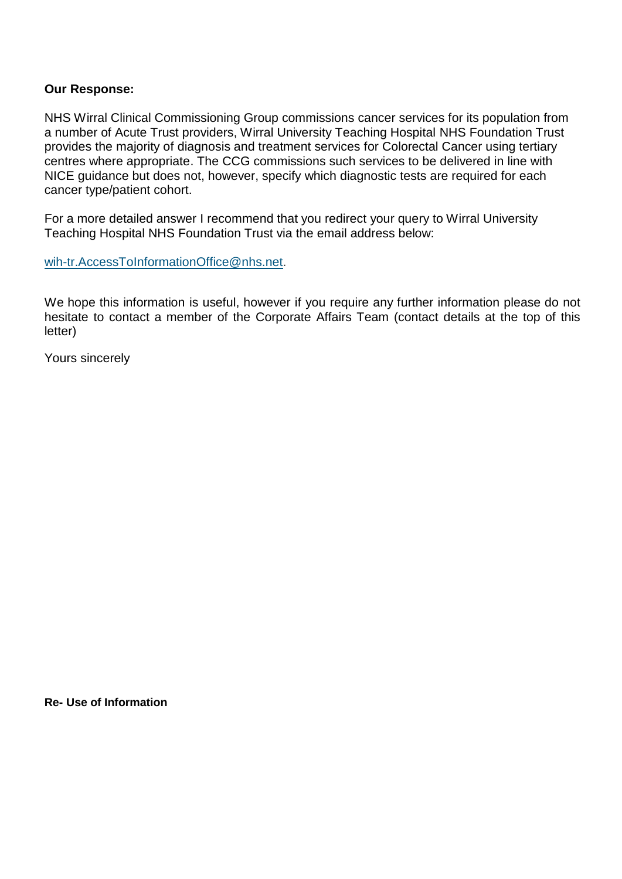**Our Response:**

NHS Wirral Clinical Commissioning Group commissions cancer services for its population from a number of Acute Trust providers, Wirral University Teaching Hospital NHS Foundation Trust provides the majority of diagnosis and treatment services for Colorectal Cancer using tertiary centres where appropriate. The CCG commissions such services to be delivered in line with NICE guidance but does not, however, specify which diagnostic tests are required for each cancer type/patient cohort.

For a more detailed answer I recommend that you redirect your query to Wirral University Teaching Hospital NHS Foundation Trust via the email address below:

wih-tr.AccessToInformationOffice@nhs.net.

We hope this information is useful, however if you require any further information please do not hesitate to contact a member of the Corporate Affairs Team (contact details at the top of this letter)

Yours sincerely

**Re- Use of Information**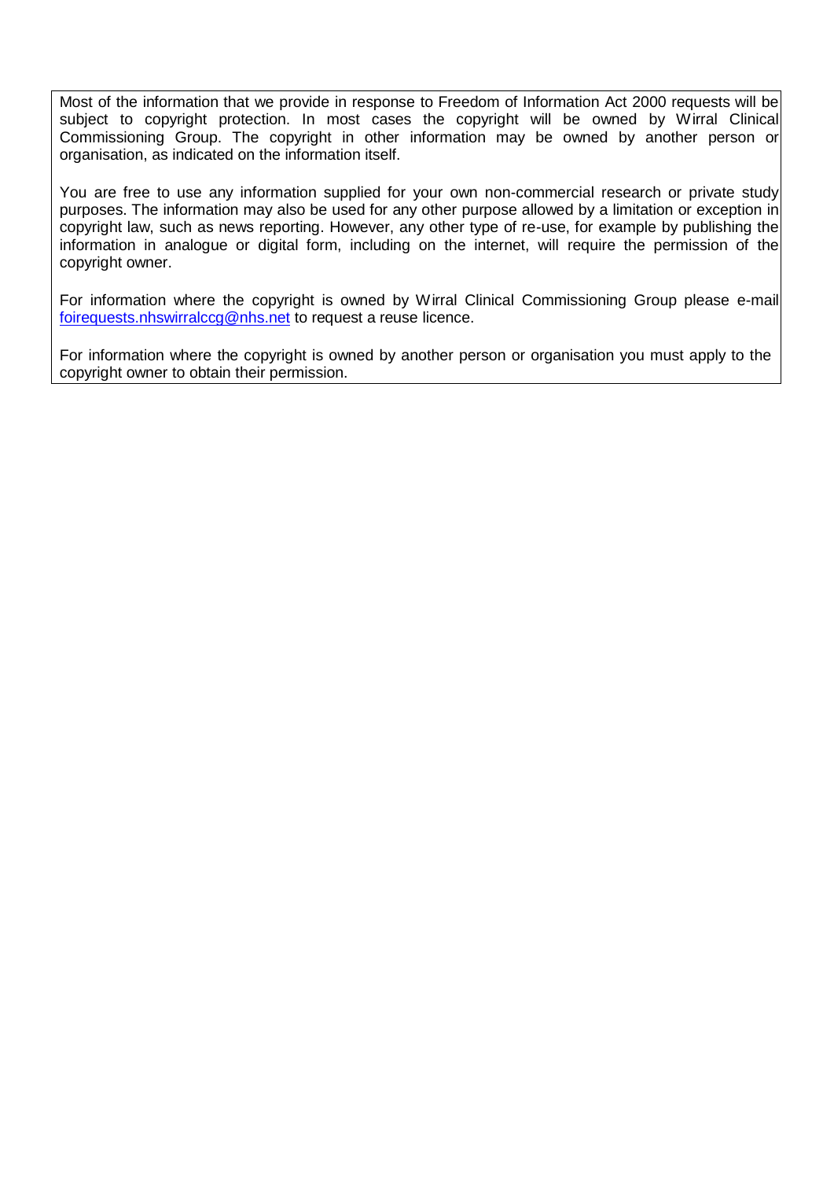Most of the information that we provide in response to Freedom of Information Act 2000 requests will be subject to copyright protection. In most cases the copyright will be owned by Wirral Clinical Commissioning Group. The copyright in other information may be owned by another person or organisation, as indicated on the information itself.

You are free to use any information supplied for your own non-commercial research or private study purposes. The information may also be used for any other purpose allowed by a limitation or exception in copyright law, such as news reporting. However, any other type of re-use, for example by publishing the information in analogue or digital form, including on the internet, will require the permission of the copyright owner.

For information where the copyright is owned by Wirral Clinical Commissioning Group please e-mail foirequests.nhswirralccg@nhs.net to request a reuse licence.

For information where the copyright is owned by another person or organisation you must apply to the copyright owner to obtain their permission.